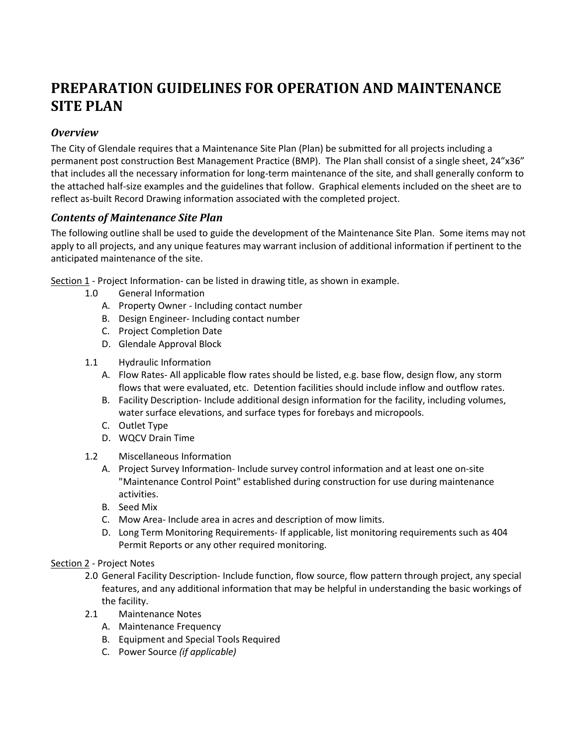# PREPARATION GUIDELINES FOR OPERATION AND MAINTENANCE SITE PLAN

## *Overview*

The City of Glendale requires that a Maintenance Site Plan (Plan) be submitted for all projects including a permanent post construction Best Management Practice (BMP). The Plan shall consist of a single sheet, 24"x36" that includes all the necessary information for long-term maintenance of the site, and shall generally conform to the attached half-size examples and the guidelines that follow. Graphical elements included on the sheet are to reflect as-built Record Drawing information associated with the completed project.

## *Contents of Maintenance Site Plan*

The following outline shall be used to guide the development of the Maintenance Site Plan. Some items may not apply to all projects, and any unique features may warrant inclusion of additional information if pertinent to the anticipated maintenance of the site.

<u>Section 1</u> - Project Information- can be listed in drawing title, as shown in example.

- 1.0 General Information
  - A. Property Owner - Including contact number
  - B. Design Engineer- Including contact number
  - C. Project Completion Date
  - D. Glendale Approval Block
- 1.1 Hydraulic Information
  - A. Flow Rates- All applicable flow rates should be listed, e.g. base flow, design flow, any storm flows that were evaluated, etc. Detention facilities should include inflow and outflow rates.
  - B. Facility Description- Include additional design information for the facility, including volumes, water surface elevations, and surface types for forebays and micropools.
  - C. Outlet Type
  - D. WQCV Drain Time
- 1.2 Miscellaneous Information
  - A. Project Survey Information- Include survey control information and at least one on-site "Maintenance Control Point" established during construction for use during maintenance activities.
  - B. Seed Mix
  - C. Mow Area- Include area in acres and description of mow limits.
  - D. Long Term Monitoring Requirements- If applicable, list monitoring requirements such as 404 Permit Reports or any other required monitoring.

<u>Section 2</u> - Project Notes

- 2.0 General Facility Description- Include function, flow source, flow pattern through project, any special features, and any additional information that may be helpful in understanding the basic workings of the facility.
- 2.1 Maintenance Notes
  - A. Maintenance Frequency
  - B. Equipment and Special Tools Required
  - C. Power Source *(if applicable)*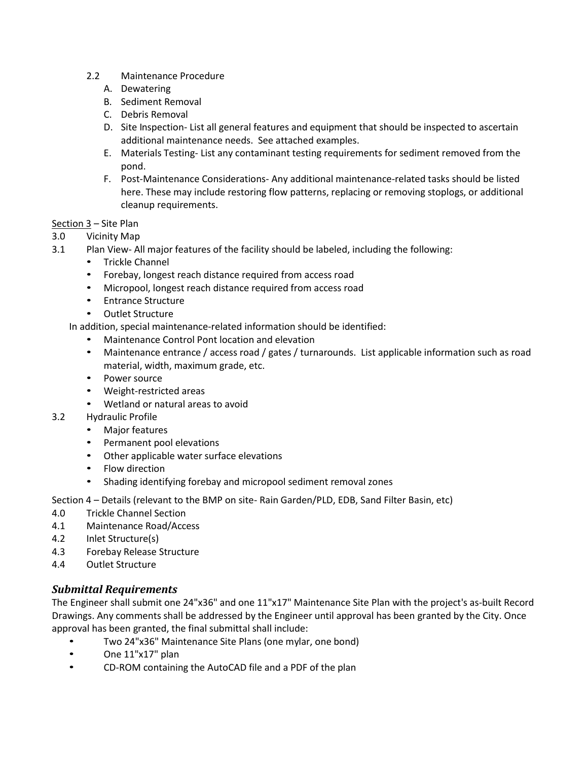2.2 Maintenance Procedure

A. Dewatering
B. Sediment Removal
C. Debris Removal
D. Site Inspection- List all general features and equipment that should be inspected to ascertain additional maintenance needs. See attached examples.
E. Materials Testing- List any contaminant testing requirements for sediment removed from the pond.
F. Post-Maintenance Considerations- Any additional maintenance-related tasks should be listed here. These may include restoring flow patterns, replacing or removing stoplogs, or additional cleanup requirements.

Section 3 – Site Plan

3.0 Vicinity Map

3.1 Plan View- All major features of the facility should be labeled, including the following:

- Trickle Channel
- Forebay, longest reach distance required from access road
- Micropool, longest reach distance required from access road
- Entrance Structure
- Outlet Structure

In addition, special maintenance-related information should be identified:

- Maintenance Control Pont location and elevation
- Maintenance entrance / access road / gates / turnarounds. List applicable information such as road material, width, maximum grade, etc.
- Power source
- Weight-restricted areas
- Wetland or natural areas to avoid

3.2 Hydraulic Profile

- Major features
- Permanent pool elevations
- Other applicable water surface elevations
- Flow direction
- Shading identifying forebay and micropool sediment removal zones

Section 4 – Details (relevant to the BMP on site- Rain Garden/PLD, EDB, Sand Filter Basin, etc)

4.0 Trickle Channel Section
4.1 Maintenance Road/Access
4.2 Inlet Structure(s)
4.3 Forebay Release Structure
4.4 Outlet Structure

### *Submittal Requirements*

The Engineer shall submit one 24"x36" and one 11"x17" Maintenance Site Plan with the project's as-built Record Drawings. Any comments shall be addressed by the Engineer until approval has been granted by the City. Once approval has been granted, the final submittal shall include:

- Two 24"x36" Maintenance Site Plans (one mylar, one bond)
- One 11"x17" plan
- CD-ROM containing the AutoCAD file and a PDF of the plan